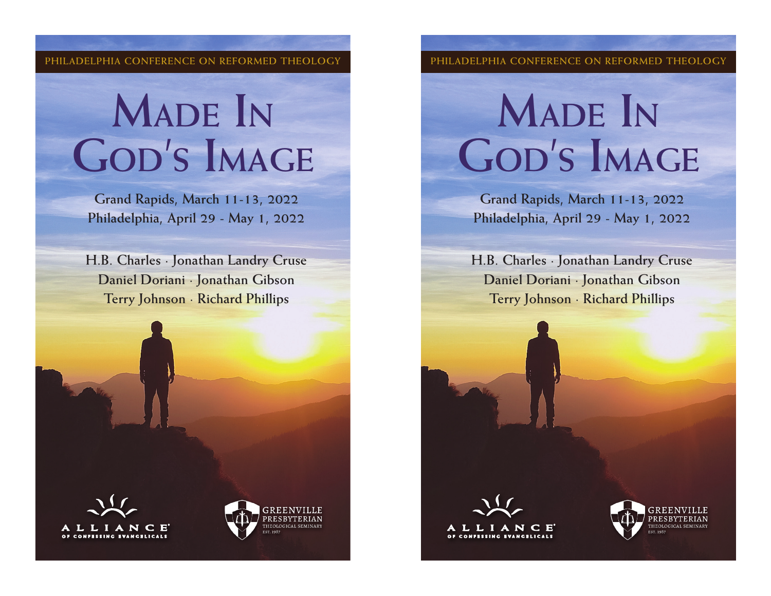PHILADELPHIA CONFERENCE ON REFORMED THEOLOGY

# Made In God's Image

Grand Rapids, March 11-13, 2022
Philadelphia, April 29 - May 1, 2022

H.B. Charles · Jonathan Landry Cruse
Daniel Doriani · Jonathan Gibson
Terry Johnson · Richard Phillips

ALLIANCE OF CONFESSING EVANGELICALS

GREENVILLE PRESBYTERIAN THEOLOGICAL SEMINARY
EST. 1987

PHILADELPHIA CONFERENCE ON REFORMED THEOLOGY

# Made In God's Image

Grand Rapids, March 11-13, 2022
Philadelphia, April 29 - May 1, 2022

H.B. Charles · Jonathan Landry Cruse
Daniel Doriani · Jonathan Gibson
Terry Johnson · Richard Phillips

ALLIANCE OF CONFESSING EVANGELICALS

GREENVILLE PRESBYTERIAN THEOLOGICAL SEMINARY
EST. 1987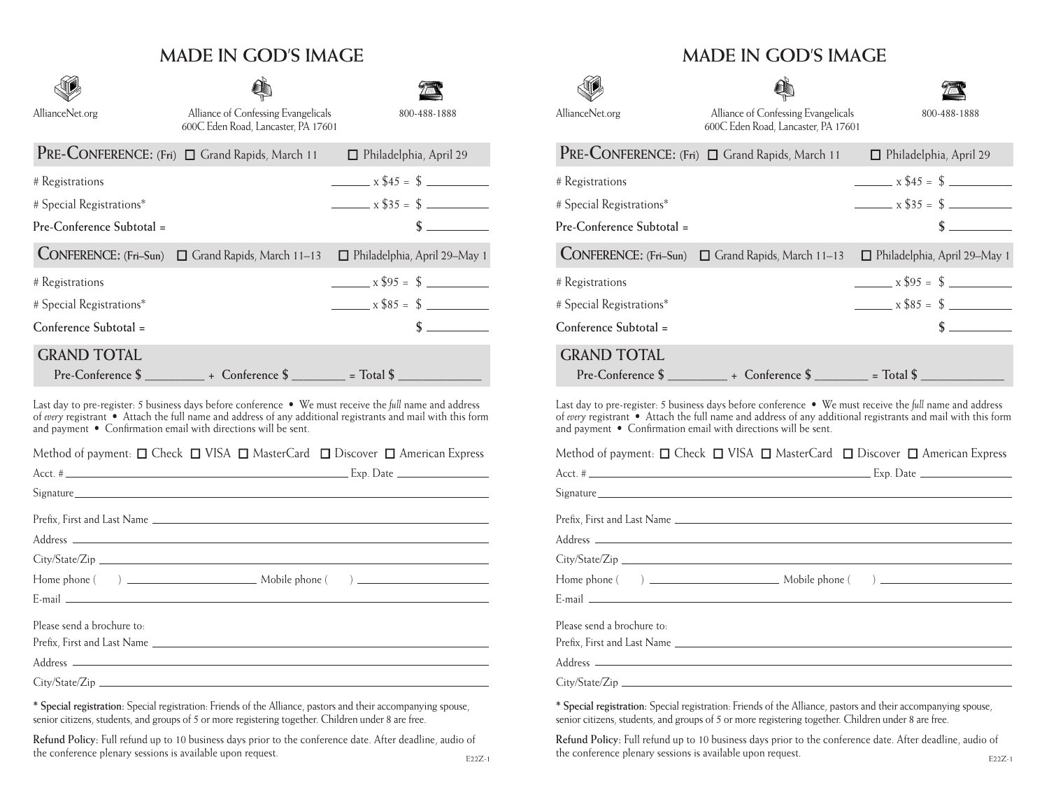# MADE IN GOD'S IMAGE

AllianceNet.org

Alliance of Confessing Evangelicals
600C Eden Road, Lancaster, PA 17601

800-488-1888

## PRE-CONFERENCE: (Fri) ☐ Grand Rapids, March 11 ☐ Philadelphia, April 29

# Registrations ______ x $45 = $ ________

# Special Registrations* ______ x $35 = $ ________

**Pre-Conference Subtotal =** $ ________

## CONFERENCE: (Fri–Sun) ☐ Grand Rapids, March 11–13 ☐ Philadelphia, April 29–May 1

# Registrations ______ x $95 = $ ________

# Special Registrations* ______ x $85 = $ ________

**Conference Subtotal =** $ ________

## GRAND TOTAL

**Pre-Conference $ ________ + Conference $ ________ = Total $ ________**

Last day to pre-register: 5 business days before conference • We must receive the *full* name and address of *every* registrant • Attach the full name and address of any additional registrants and mail with this form and payment • Confirmation email with directions will be sent.

Method of payment: ☐ Check ☐ VISA ☐ MasterCard ☐ Discover ☐ American Express

Acct. # ________________ Exp. Date ________

Signature ________________

Prefix, First and Last Name ________________

Address ________________

City/State/Zip ________________

Home phone ( ) ________ Mobile phone ( ) ________

E-mail ________________

Please send a brochure to:

Prefix, First and Last Name ________________

Address ________________

City/State/Zip ________________

**\* Special registration:** Special registration: Friends of the Alliance, pastors and their accompanying spouse, senior citizens, students, and groups of 5 or more registering together. Children under 8 are free.

**Refund Policy:** Full refund up to 10 business days prior to the conference date. After deadline, audio of the conference plenary sessions is available upon request.

E22Z-1

# MADE IN GOD'S IMAGE

AllianceNet.org

Alliance of Confessing Evangelicals
600C Eden Road, Lancaster, PA 17601

800-488-1888

## PRE-CONFERENCE: (Fri) ☐ Grand Rapids, March 11 ☐ Philadelphia, April 29

# Registrations ______ x $45 = $ ________

# Special Registrations* ______ x $35 = $ ________

**Pre-Conference Subtotal =** $ ________

## CONFERENCE: (Fri–Sun) ☐ Grand Rapids, March 11–13 ☐ Philadelphia, April 29–May 1

# Registrations ______ x $95 = $ ________

# Special Registrations* ______ x $85 = $ ________

**Conference Subtotal =** $ ________

## GRAND TOTAL

**Pre-Conference $ ________ + Conference $ ________ = Total $ ________**

Last day to pre-register: 5 business days before conference • We must receive the *full* name and address of *every* registrant • Attach the full name and address of any additional registrants and mail with this form and payment • Confirmation email with directions will be sent.

Method of payment: ☐ Check ☐ VISA ☐ MasterCard ☐ Discover ☐ American Express

Acct. # ________________ Exp. Date ________

Signature ________________

Prefix, First and Last Name ________________

Address ________________

City/State/Zip ________________

Home phone ( ) ________ Mobile phone ( ) ________

E-mail ________________

Please send a brochure to:

Prefix, First and Last Name ________________

Address ________________

City/State/Zip ________________

**\* Special registration:** Special registration: Friends of the Alliance, pastors and their accompanying spouse, senior citizens, students, and groups of 5 or more registering together. Children under 8 are free.

**Refund Policy:** Full refund up to 10 business days prior to the conference date. After deadline, audio of the conference plenary sessions is available upon request.

E22Z-1